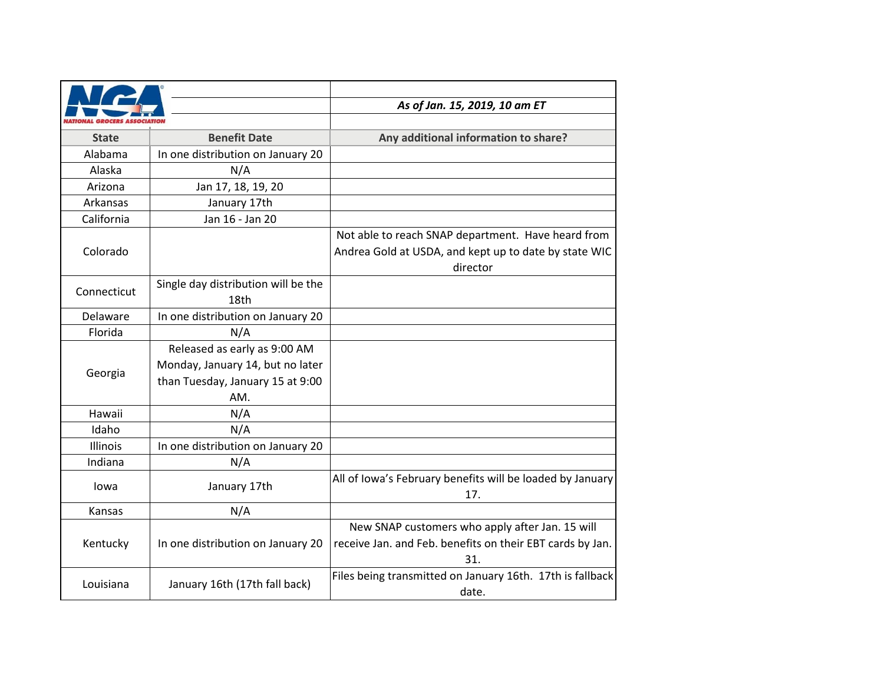NATIONAL GROCERS ASSOCIATION

*As of Jan. 15, 2019, 10 am ET*

| State | Benefit Date | Any additional information to share? |
|---|---|---|
| Alabama | In one distribution on January 20 | |
| Alaska | N/A | |
| Arizona | Jan 17, 18, 19, 20 | |
| Arkansas | January 17th | |
| California | Jan 16 - Jan 20 | |
| Colorado | | Not able to reach SNAP department. Have heard from Andrea Gold at USDA, and kept up to date by state WIC director |
| Connecticut | Single day distribution will be the 18th | |
| Delaware | In one distribution on January 20 | |
| Florida | N/A | |
| Georgia | Released as early as 9:00 AM Monday, January 14, but no later than Tuesday, January 15 at 9:00 AM. | |
| Hawaii | N/A | |
| Idaho | N/A | |
| Illinois | In one distribution on January 20 | |
| Indiana | N/A | |
| Iowa | January 17th | All of Iowa's February benefits will be loaded by January 17. |
| Kansas | N/A | |
| Kentucky | In one distribution on January 20 | New SNAP customers who apply after Jan. 15 will receive Jan. and Feb. benefits on their EBT cards by Jan. 31. |
| Louisiana | January 16th (17th fall back) | Files being transmitted on January 16th. 17th is fallback date. |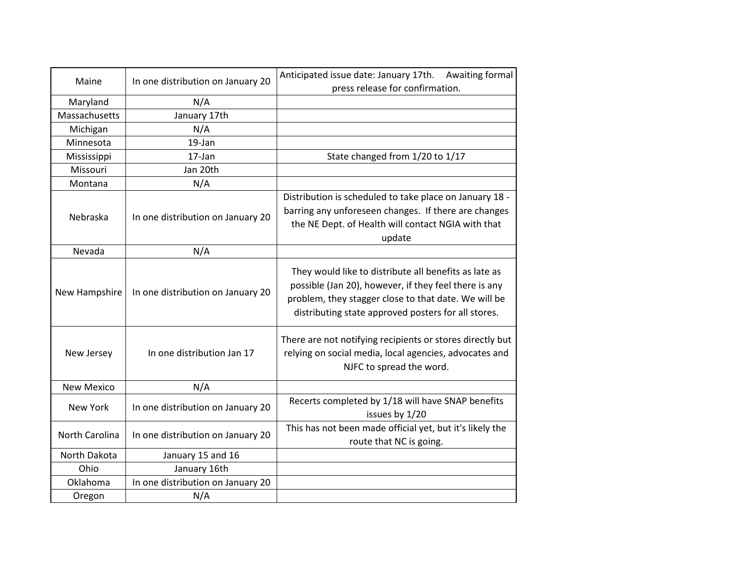| | | |
|---|---|---|
| Maine | In one distribution on January 20 | Anticipated issue date: January 17th. Awaiting formal press release for confirmation. |
| Maryland | N/A | |
| Massachusetts | January 17th | |
| Michigan | N/A | |
| Minnesota | 19-Jan | |
| Mississippi | 17-Jan | State changed from 1/20 to 1/17 |
| Missouri | Jan 20th | |
| Montana | N/A | |
| Nebraska | In one distribution on January 20 | Distribution is scheduled to take place on January 18 - barring any unforeseen changes. If there are changes the NE Dept. of Health will contact NGIA with that update |
| Nevada | N/A | |
| New Hampshire | In one distribution on January 20 | They would like to distribute all benefits as late as possible (Jan 20), however, if they feel there is any problem, they stagger close to that date. We will be distributing state approved posters for all stores. |
| New Jersey | In one distribution Jan 17 | There are not notifying recipients or stores directly but relying on social media, local agencies, advocates and NJFC to spread the word. |
| New Mexico | N/A | |
| New York | In one distribution on January 20 | Recerts completed by 1/18 will have SNAP benefits issues by 1/20 |
| North Carolina | In one distribution on January 20 | This has not been made official yet, but it's likely the route that NC is going. |
| North Dakota | January 15 and 16 | |
| Ohio | January 16th | |
| Oklahoma | In one distribution on January 20 | |
| Oregon | N/A | |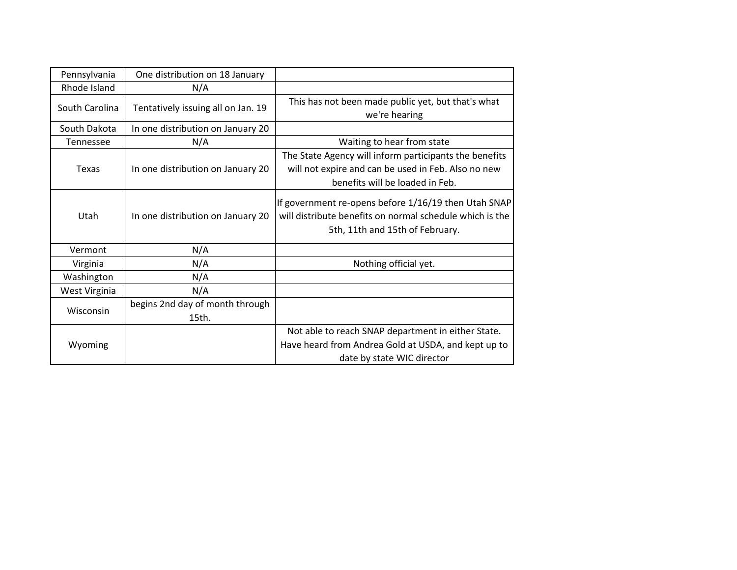| | | |
|---|---|---|
| Pennsylvania | One distribution on 18 January | |
| Rhode Island | N/A | |
| South Carolina | Tentatively issuing all on Jan. 19 | This has not been made public yet, but that's what we're hearing |
| South Dakota | In one distribution on January 20 | |
| Tennessee | N/A | Waiting to hear from state |
| Texas | In one distribution on January 20 | The State Agency will inform participants the benefits will not expire and can be used in Feb. Also no new benefits will be loaded in Feb. |
| Utah | In one distribution on January 20 | If government re-opens before 1/16/19 then Utah SNAP will distribute benefits on normal schedule which is the 5th, 11th and 15th of February. |
| Vermont | N/A | |
| Virginia | N/A | Nothing official yet. |
| Washington | N/A | |
| West Virginia | N/A | |
| Wisconsin | begins 2nd day of month through 15th. | |
| Wyoming | | Not able to reach SNAP department in either State. Have heard from Andrea Gold at USDA, and kept up to date by state WIC director |